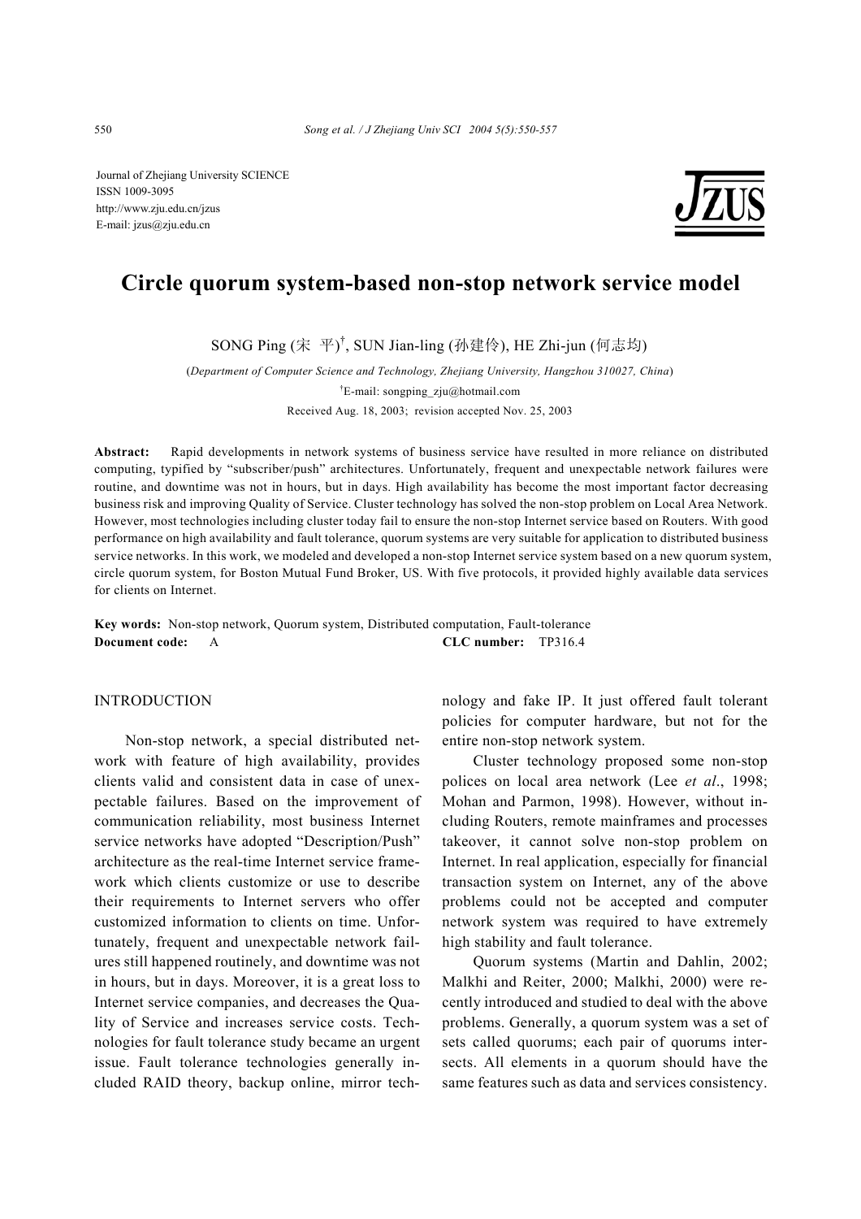Journal of Zhejiang University SCIENCE
ISSN 1009-3095
http://www.zju.edu.cn/jzus
E-mail: jzus@zju.edu.cn

# Circle quorum system-based non-stop network service model

SONG Ping (宋 平)[†], SUN Jian-ling (孙建伶), HE Zhi-jun (何志均)

(*Department of Computer Science and Technology, Zhejiang University, Hangzhou 310027, China*)

[†]E-mail: songping_zju@hotmail.com

Received Aug. 18, 2003; revision accepted Nov. 25, 2003

**Abstract:** Rapid developments in network systems of business service have resulted in more reliance on distributed computing, typified by "subscriber/push" architectures. Unfortunately, frequent and unexpectable network failures were routine, and downtime was not in hours, but in days. High availability has become the most important factor decreasing business risk and improving Quality of Service. Cluster technology has solved the non-stop problem on Local Area Network. However, most technologies including cluster today fail to ensure the non-stop Internet service based on Routers. With good performance on high availability and fault tolerance, quorum systems are very suitable for application to distributed business service networks. In this work, we modeled and developed a non-stop Internet service system based on a new quorum system, circle quorum system, for Boston Mutual Fund Broker, US. With five protocols, it provided highly available data services for clients on Internet.

**Key words:** Non-stop network, Quorum system, Distributed computation, Fault-tolerance

**Document code:** A **CLC number:** TP316.4

## INTRODUCTION

Non-stop network, a special distributed network with feature of high availability, provides clients valid and consistent data in case of unexpectable failures. Based on the improvement of communication reliability, most business Internet service networks have adopted "Description/Push" architecture as the real-time Internet service framework which clients customize or use to describe their requirements to Internet servers who offer customized information to clients on time. Unfortunately, frequent and unexpectable network failures still happened routinely, and downtime was not in hours, but in days. Moreover, it is a great loss to Internet service companies, and decreases the Quality of Service and increases service costs. Technologies for fault tolerance study became an urgent issue. Fault tolerance technologies generally included RAID theory, backup online, mirror technology and fake IP. It just offered fault tolerant policies for computer hardware, but not for the entire non-stop network system.

Cluster technology proposed some non-stop polices on local area network (Lee *et al*., 1998; Mohan and Parmon, 1998). However, without including Routers, remote mainframes and processes takeover, it cannot solve non-stop problem on Internet. In real application, especially for financial transaction system on Internet, any of the above problems could not be accepted and computer network system was required to have extremely high stability and fault tolerance.

Quorum systems (Martin and Dahlin, 2002; Malkhi and Reiter, 2000; Malkhi, 2000) were recently introduced and studied to deal with the above problems. Generally, a quorum system was a set of sets called quorums; each pair of quorums intersects. All elements in a quorum should have the same features such as data and services consistency.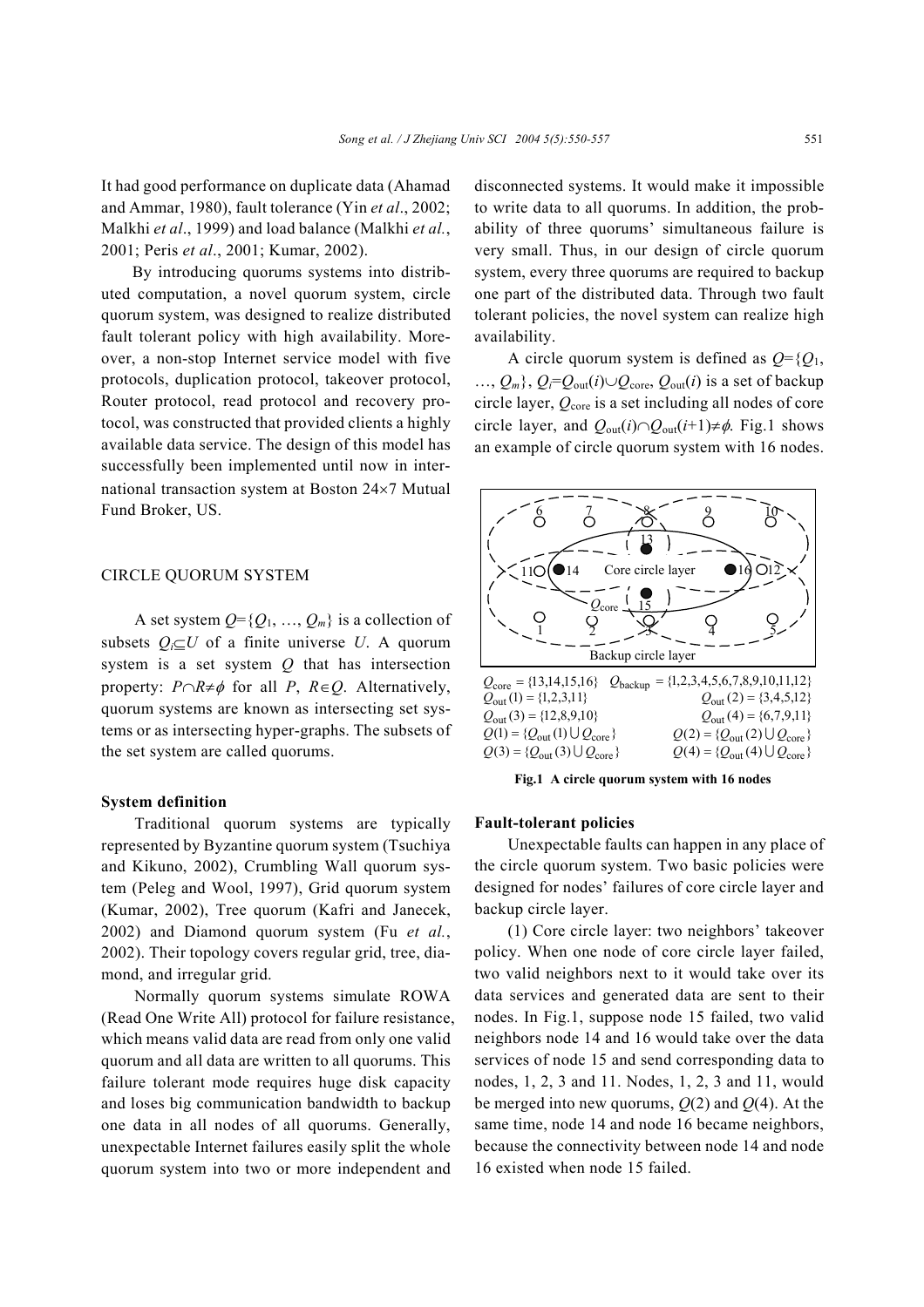It had good performance on duplicate data (Ahamad and Ammar, 1980), fault tolerance (Yin *et al*., 2002; Malkhi *et al*., 1999) and load balance (Malkhi *et al.*, 2001; Peris *et al*., 2001; Kumar, 2002).

By introducing quorums systems into distributed computation, a novel quorum system, circle quorum system, was designed to realize distributed fault tolerant policy with high availability. Moreover, a non-stop Internet service model with five protocols, duplication protocol, takeover protocol, Router protocol, read protocol and recovery protocol, was constructed that provided clients a highly available data service. The design of this model has successfully been implemented until now in international transaction system at Boston 24×7 Mutual Fund Broker, US.

## CIRCLE QUORUM SYSTEM

A set system $Q=\{Q_1, \ldots, Q_m\}$ is a collection of subsets $Q_i \subseteq U$ of a finite universe $U$. A quorum system is a set system $Q$ that has intersection property: $P \cap R \neq \phi$ for all $P$, $R \in Q$. Alternatively, quorum systems are known as intersecting set systems or as intersecting hyper-graphs. The subsets of the set system are called quorums.

### System definition

Traditional quorum systems are typically represented by Byzantine quorum system (Tsuchiya and Kikuno, 2002), Crumbling Wall quorum system (Peleg and Wool, 1997), Grid quorum system (Kumar, 2002), Tree quorum (Kafri and Janecek, 2002) and Diamond quorum system (Fu *et al.*, 2002). Their topology covers regular grid, tree, diamond, and irregular grid.

Normally quorum systems simulate ROWA (Read One Write All) protocol for failure resistance, which means valid data are read from only one valid quorum and all data are written to all quorums. This failure tolerant mode requires huge disk capacity and loses big communication bandwidth to backup one data in all nodes of all quorums. Generally, unexpectable Internet failures easily split the whole quorum system into two or more independent and disconnected systems. It would make it impossible to write data to all quorums. In addition, the probability of three quorums' simultaneous failure is very small. Thus, in our design of circle quorum system, every three quorums are required to backup one part of the distributed data. Through two fault tolerant policies, the novel system can realize high availability.

A circle quorum system is defined as $Q=\{Q_1, \ldots, Q_m\}$, $Q_i=Q_{\text{out}}(i) \cup Q_{\text{core}}$, $Q_{\text{out}}(i)$ is a set of backup circle layer, $Q_{\text{core}}$ is a set including all nodes of core circle layer, and $Q_{\text{out}}(i) \cap Q_{\text{out}}(i+1) \neq \phi$. Fig.1 shows an example of circle quorum system with 16 nodes.

$Q_{\text{core}} = \{13,14,15,16\}$ $Q_{\text{backup}} = \{1,2,3,4,5,6,7,8,9,10,11,12\}$
$Q_{\text{out}}(1) = \{1,2,3,11\}$ $Q_{\text{out}}(2) = \{3,4,5,12\}$
$Q_{\text{out}}(3) = \{12,8,9,10\}$ $Q_{\text{out}}(4) = \{6,7,9,11\}$
$Q(1) = \{Q_{\text{out}}(1) \cup Q_{\text{core}}\}$ $Q(2) = \{Q_{\text{out}}(2) \cup Q_{\text{core}}\}$
$Q(3) = \{Q_{\text{out}}(3) \cup Q_{\text{core}}\}$ $Q(4) = \{Q_{\text{out}}(4) \cup Q_{\text{core}}\}$

**Fig.1 A circle quorum system with 16 nodes**

### Fault-tolerant policies

Unexpectable faults can happen in any place of the circle quorum system. Two basic policies were designed for nodes' failures of core circle layer and backup circle layer.

(1) Core circle layer: two neighbors' takeover policy. When one node of core circle layer failed, two valid neighbors next to it would take over its data services and generated data are sent to their nodes. In Fig.1, suppose node 15 failed, two valid neighbors node 14 and 16 would take over the data services of node 15 and send corresponding data to nodes, 1, 2, 3 and 11. Nodes, 1, 2, 3 and 11, would be merged into new quorums, $Q(2)$ and $Q(4)$. At the same time, node 14 and node 16 became neighbors, because the connectivity between node 14 and node 16 existed when node 15 failed.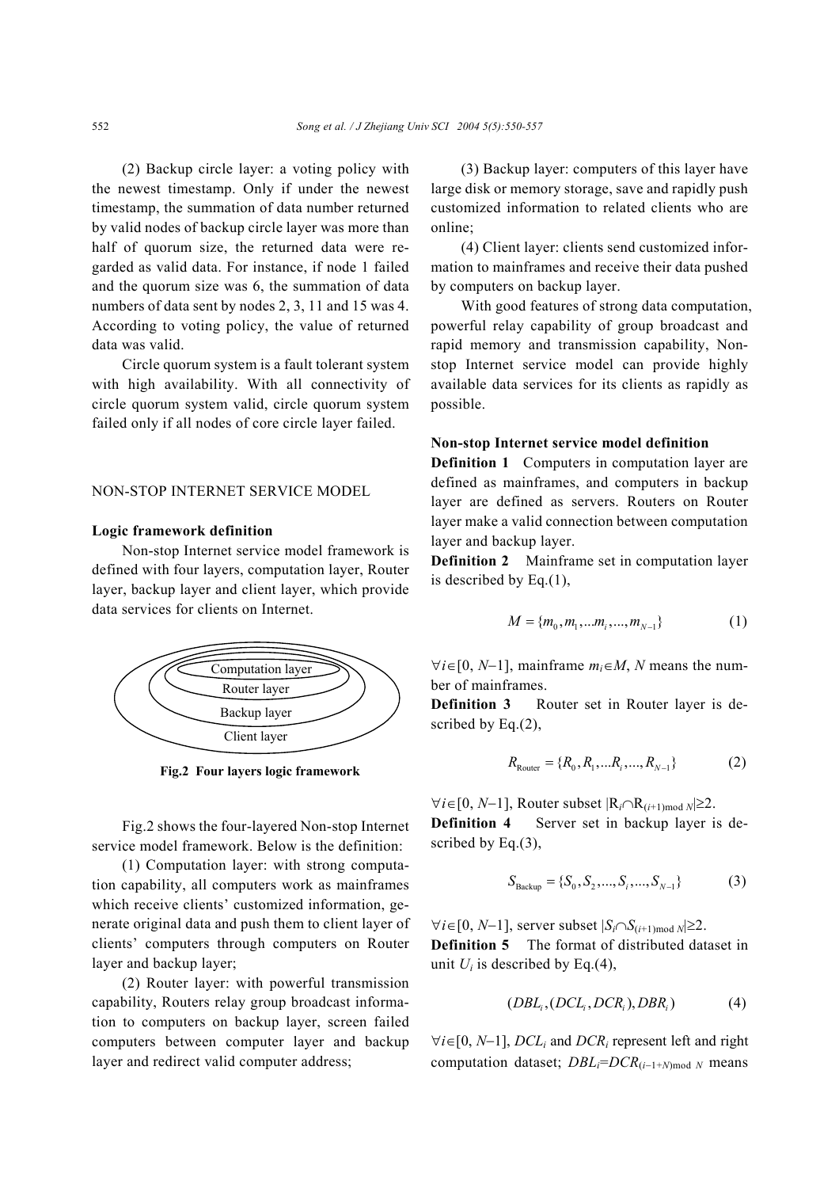(2) Backup circle layer: a voting policy with the newest timestamp. Only if under the newest timestamp, the summation of data number returned by valid nodes of backup circle layer was more than half of quorum size, the returned data were regarded as valid data. For instance, if node 1 failed and the quorum size was 6, the summation of data numbers of data sent by nodes 2, 3, 11 and 15 was 4. According to voting policy, the value of returned data was valid.

Circle quorum system is a fault tolerant system with high availability. With all connectivity of circle quorum system valid, circle quorum system failed only if all nodes of core circle layer failed.

## NON-STOP INTERNET SERVICE MODEL

### Logic framework definition

Non-stop Internet service model framework is defined with four layers, computation layer, Router layer, backup layer and client layer, which provide data services for clients on Internet.

Computation layer
Router layer
Backup layer
Client layer

**Fig.2 Four layers logic framework**

Fig.2 shows the four-layered Non-stop Internet service model framework. Below is the definition:

(1) Computation layer: with strong computation capability, all computers work as mainframes which receive clients' customized information, generate original data and push them to client layer of clients' computers through computers on Router layer and backup layer;

(2) Router layer: with powerful transmission capability, Routers relay group broadcast information to computers on backup layer, screen failed computers between computer layer and backup layer and redirect valid computer address;

(3) Backup layer: computers of this layer have large disk or memory storage, save and rapidly push customized information to related clients who are online;

(4) Client layer: clients send customized information to mainframes and receive their data pushed by computers on backup layer.

With good features of strong data computation, powerful relay capability of group broadcast and rapid memory and transmission capability, Non-stop Internet service model can provide highly available data services for its clients as rapidly as possible.

### Non-stop Internet service model definition

**Definition 1** Computers in computation layer are defined as mainframes, and computers in backup layer are defined as servers. Routers on Router layer make a valid connection between computation layer and backup layer.

**Definition 2** Mainframe set in computation layer is described by Eq.(1),

$$M = \{m_0, m_1, ...m_i, ..., m_{N-1}\} \tag{1}$$

$\forall i \in [0, N-1]$, mainframe $m_i \in M$, $N$ means the number of mainframes.

**Definition 3** Router set in Router layer is described by Eq.(2),

$$R_{\text{Router}} = \{R_0, R_1, ...R_i, ..., R_{N-1}\} \tag{2}$$

$\forall i \in [0, N-1]$, Router subset $|R_i \cap R_{(i+1) \bmod N}| \geq 2$.

**Definition 4** Server set in backup layer is described by Eq.(3),

$$S_{\text{Backup}} = \{S_0, S_2, ..., S_i, ..., S_{N-1}\} \tag{3}$$

$\forall i \in [0, N-1]$, server subset $|S_i \cap S_{(i+1) \bmod N}| \geq 2$.

**Definition 5** The format of distributed dataset in unit $U_i$ is described by Eq.(4),

$$(DBL_i, (DCL_i, DCR_i), DBR_i) \tag{4}$$

$\forall i \in [0, N-1]$, $DCL_i$ and $DCR_i$ represent left and right computation dataset; $DBL_i = DCR_{(i-1+N) \bmod N}$ means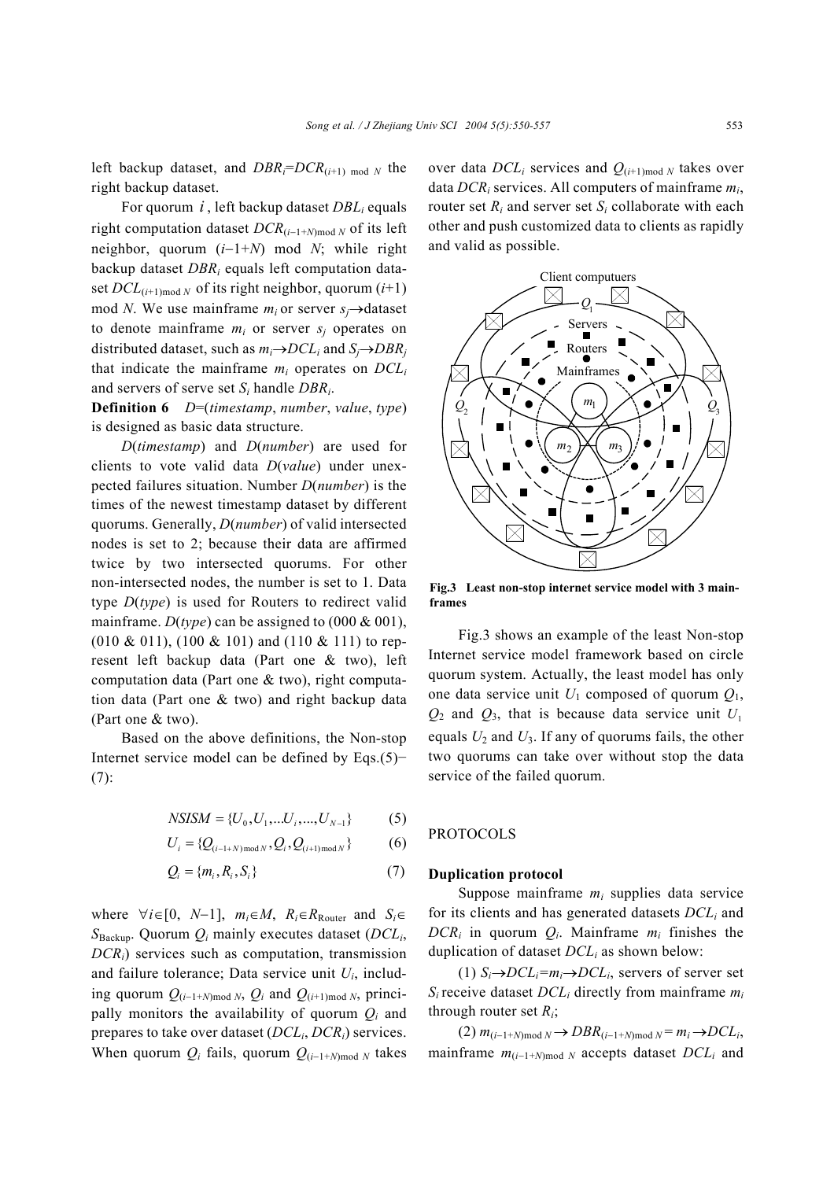left backup dataset, and $DBR_i=DCR_{(i+1) \bmod N}$ the right backup dataset.

For quorum $i$, left backup dataset $DBL_i$ equals right computation dataset $DCR_{(i-1+N) \bmod N}$ of its left neighbor, quorum $(i-1+N) \bmod N$; while right backup dataset $DBR_i$ equals left computation dataset $DCL_{(i+1) \bmod N}$ of its right neighbor, quorum $(i+1) \bmod N$. We use mainframe $m_i$ or server $s_j \rightarrow$dataset to denote mainframe $m_i$ or server $s_j$ operates on distributed dataset, such as $m_i \rightarrow DCL_i$ and $S_j \rightarrow DBR_j$ that indicate the mainframe $m_i$ operates on $DCL_i$ and servers of serve set $S_i$ handle $DBR_i$.

**Definition 6** $D$=(*timestamp*, *number*, *value*, *type*) is designed as basic data structure.

$D$(*timestamp*) and $D$(*number*) are used for clients to vote valid data $D$(*value*) under unexpected failures situation. Number $D$(*number*) is the times of the newest timestamp dataset by different quorums. Generally, $D$(*number*) of valid intersected nodes is set to 2; because their data are affirmed twice by two intersected quorums. For other non-intersected nodes, the number is set to 1. Data type $D$(*type*) is used for Routers to redirect valid mainframe. $D$(*type*) can be assigned to (000 & 001), (010 & 011), (100 & 101) and (110 & 111) to represent left backup data (Part one & two), left computation data (Part one & two), right computation data (Part one & two) and right backup data (Part one & two).

Based on the above definitions, the Non-stop Internet service model can be defined by Eqs.(5)−(7):

$$NSISM = \{U_0, U_1, \ldots U_i, \ldots, U_{N-1}\} \tag{5}$$

$$U_i = \{Q_{(i-1+N) \bmod N}, Q_i, Q_{(i+1) \bmod N}\} \tag{6}$$

$$Q_i = \{m_i, R_i, S_i\} \tag{7}$$

where $\forall i \in [0, N-1]$, $m_i \in M$, $R_i \in R_{\text{Router}}$ and $S_i \in S_{\text{Backup}}$. Quorum $Q_i$ mainly executes dataset ($DCL_i$, $DCR_i$) services such as computation, transmission and failure tolerance; Data service unit $U_i$, including quorum $Q_{(i-1+N) \bmod N}$, $Q_i$ and $Q_{(i+1) \bmod N}$, principally monitors the availability of quorum $Q_i$ and prepares to take over dataset ($DCL_i$, $DCR_i$) services. When quorum $Q_i$ fails, quorum $Q_{(i-1+N) \bmod N}$ takes over data $DCL_i$ services and $Q_{(i+1) \bmod N}$ takes over data $DCR_i$ services. All computers of mainframe $m_i$, router set $R_i$ and server set $S_i$ collaborate with each other and push customized data to clients as rapidly and valid as possible.

**Fig.3 Least non-stop internet service model with 3 mainframes**

Fig.3 shows an example of the least Non-stop Internet service model framework based on circle quorum system. Actually, the least model has only one data service unit $U_1$ composed of quorum $Q_1$, $Q_2$ and $Q_3$, that is because data service unit $U_1$ equals $U_2$ and $U_3$. If any of quorums fails, the other two quorums can take over without stop the data service of the failed quorum.

## PROTOCOLS

### Duplication protocol

Suppose mainframe $m_i$ supplies data service for its clients and has generated datasets $DCL_i$ and $DCR_i$ in quorum $Q_i$. Mainframe $m_i$ finishes the duplication of dataset $DCL_i$ as shown below:

(1) $S_i \rightarrow DCL_i = m_i \rightarrow DCL_i$, servers of server set $S_i$ receive dataset $DCL_i$ directly from mainframe $m_i$ through router set $R_i$;

(2) $m_{(i-1+N) \bmod N} \rightarrow DBR_{(i-1+N) \bmod N} = m_i \rightarrow DCL_i$, mainframe $m_{(i-1+N) \bmod N}$ accepts dataset $DCL_i$ and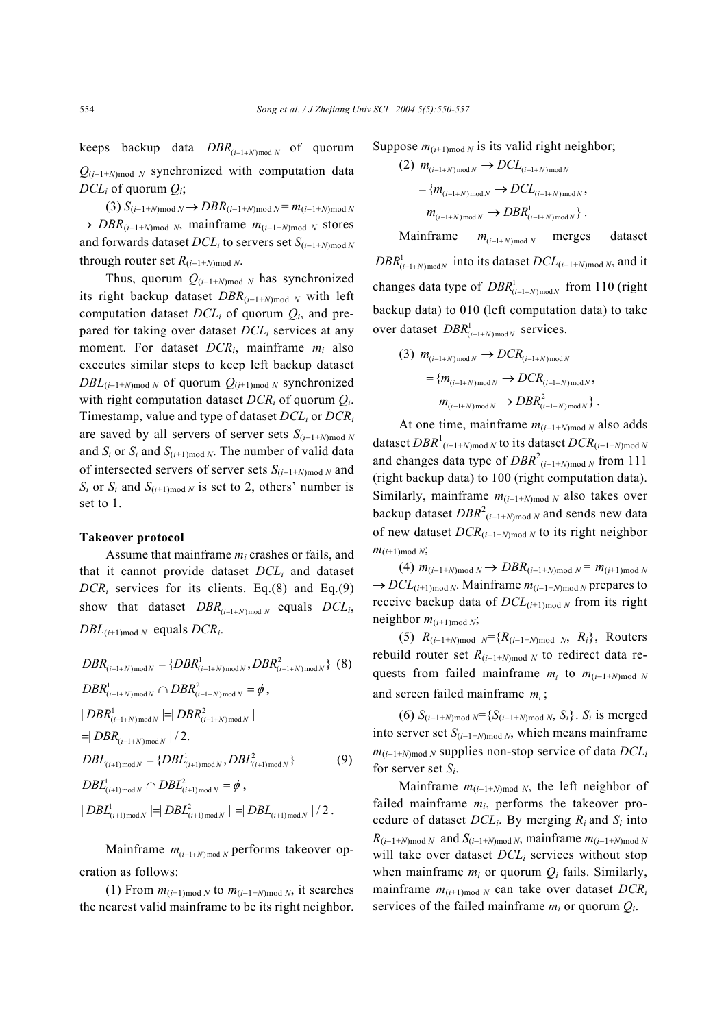keeps backup data $DBR_{(i-1+N)\bmod N}$ of quorum $Q_{(i-1+N)\bmod N}$ synchronized with computation data $DCL_i$ of quorum $Q_i$;

(3) $S_{(i-1+N)\bmod N} \rightarrow DBR_{(i-1+N)\bmod N} = m_{(i-1+N)\bmod N} \rightarrow DBR_{(i-1+N)\bmod N}$, mainframe $m_{(i-1+N)\bmod N}$ stores and forwards dataset $DCL_i$ to servers set $S_{(i-1+N)\bmod N}$ through router set $R_{(i-1+N)\bmod N}$.

Thus, quorum $Q_{(i-1+N)\bmod N}$ has synchronized its right backup dataset $DBR_{(i-1+N)\bmod N}$ with left computation dataset $DCL_i$ of quorum $Q_i$, and prepared for taking over dataset $DCL_i$ services at any moment. For dataset $DCR_i$, mainframe $m_i$ also executes similar steps to keep left backup dataset $DBL_{(i-1+N)\bmod N}$ of quorum $Q_{(i+1)\bmod N}$ synchronized with right computation dataset $DCR_i$ of quorum $Q_i$. Timestamp, value and type of dataset $DCL_i$ or $DCR_i$ are saved by all servers of server sets $S_{(i-1+N)\bmod N}$ and $S_i$ or $S_i$ and $S_{(i+1)\bmod N}$. The number of valid data of intersected servers of server sets $S_{(i-1+N)\bmod N}$ and $S_i$ or $S_i$ and $S_{(i+1)\bmod N}$ is set to 2, others' number is set to 1.

**Takeover protocol**

Assume that mainframe $m_i$ crashes or fails, and that it cannot provide dataset $DCL_i$ and dataset $DCR_i$ services for its clients. Eq.(8) and Eq.(9) show that dataset $DBR_{(i-1+N)\bmod N}$ equals $DCL_i$, $DBL_{(i+1)\bmod N}$ equals $DCR_i$.

$$DBR_{(i-1+N)\bmod N} = \{DBR^1_{(i-1+N)\bmod N}, DBR^2_{(i-1+N)\bmod N}\} \quad (8)$$
$$DBR^1_{(i-1+N)\bmod N} \cap DBR^2_{(i-1+N)\bmod N} = \phi,$$
$$|DBR^1_{(i-1+N)\bmod N}| = |DBR^2_{(i-1+N)\bmod N}| = |DBR_{(i-1+N)\bmod N}|/2.$$

$$DBL_{(i+1)\bmod N} = \{DBL^1_{(i+1)\bmod N}, DBL^2_{(i+1)\bmod N}\} \quad (9)$$
$$DBL^1_{(i+1)\bmod N} \cap DBL^2_{(i+1)\bmod N} = \phi,$$
$$|DBL^1_{(i+1)\bmod N}| = |DBL^2_{(i+1)\bmod N}| = |DBL_{(i+1)\bmod N}|/2.$$

Mainframe $m_{(i-1+N)\bmod N}$ performs takeover operation as follows:

(1) From $m_{(i+1)\bmod N}$ to $m_{(i-1+N)\bmod N}$, it searches the nearest valid mainframe to be its right neighbor. Suppose $m_{(i+1)\bmod N}$ is its valid right neighbor;

(2) $m_{(i-1+N)\bmod N} \rightarrow DCL_{(i-1+N)\bmod N}$
$= \{m_{(i-1+N)\bmod N} \rightarrow DCL_{(i-1+N)\bmod N},$
$m_{(i-1+N)\bmod N} \rightarrow DBR^1_{(i-1+N)\bmod N}\}$.

Mainframe $m_{(i-1+N)\bmod N}$ merges dataset $DBR^1_{(i-1+N)\bmod N}$ into its dataset $DCL_{(i-1+N)\bmod N}$, and it changes data type of $DBR^1_{(i-1+N)\bmod N}$ from 110 (right backup data) to 010 (left computation data) to take over dataset $DBR^1_{(i-1+N)\bmod N}$ services.

(3) $m_{(i-1+N)\bmod N} \rightarrow DCR_{(i-1+N)\bmod N}$
$= \{m_{(i-1+N)\bmod N} \rightarrow DCR_{(i-1+N)\bmod N},$
$m_{(i-1+N)\bmod N} \rightarrow DBR^2_{(i-1+N)\bmod N}\}$.

At one time, mainframe $m_{(i-1+N)\bmod N}$ also adds dataset $DBR^1_{(i-1+N)\bmod N}$ to its dataset $DCR_{(i-1+N)\bmod N}$ and changes data type of $DBR^2_{(i-1+N)\bmod N}$ from 111 (right backup data) to 100 (right computation data). Similarly, mainframe $m_{(i-1+N)\bmod N}$ also takes over backup dataset $DBR^2_{(i-1+N)\bmod N}$ and sends new data of new dataset $DCR_{(i-1+N)\bmod N}$ to its right neighbor $m_{(i+1)\bmod N}$;

(4) $m_{(i-1+N)\bmod N} \rightarrow DBR_{(i-1+N)\bmod N} = m_{(i+1)\bmod N} \rightarrow DCL_{(i+1)\bmod N}$. Mainframe $m_{(i-1+N)\bmod N}$ prepares to receive backup data of $DCL_{(i+1)\bmod N}$ from its right neighbor $m_{(i+1)\bmod N}$;

(5) $R_{(i-1+N)\bmod N} = \{R_{(i-1+N)\bmod N}, R_i\}$, Routers rebuild router set $R_{(i-1+N)\bmod N}$ to redirect data requests from failed mainframe $m_i$ to $m_{(i-1+N)\bmod N}$ and screen failed mainframe $m_i$;

(6) $S_{(i-1+N)\bmod N} = \{S_{(i-1+N)\bmod N}, S_i\}$. $S_i$ is merged into server set $S_{(i-1+N)\bmod N}$, which means mainframe $m_{(i-1+N)\bmod N}$ supplies non-stop service of data $DCL_i$ for server set $S_i$.

Mainframe $m_{(i-1+N)\bmod N}$, the left neighbor of failed mainframe $m_i$, performs the takeover procedure of dataset $DCL_i$. By merging $R_i$ and $S_i$ into $R_{(i-1+N)\bmod N}$ and $S_{(i-1+N)\bmod N}$, mainframe $m_{(i-1+N)\bmod N}$ will take over dataset $DCL_i$ services without stop when mainframe $m_i$ or quorum $Q_i$ fails. Similarly, mainframe $m_{(i+1)\bmod N}$ can take over dataset $DCR_i$ services of the failed mainframe $m_i$ or quorum $Q_i$.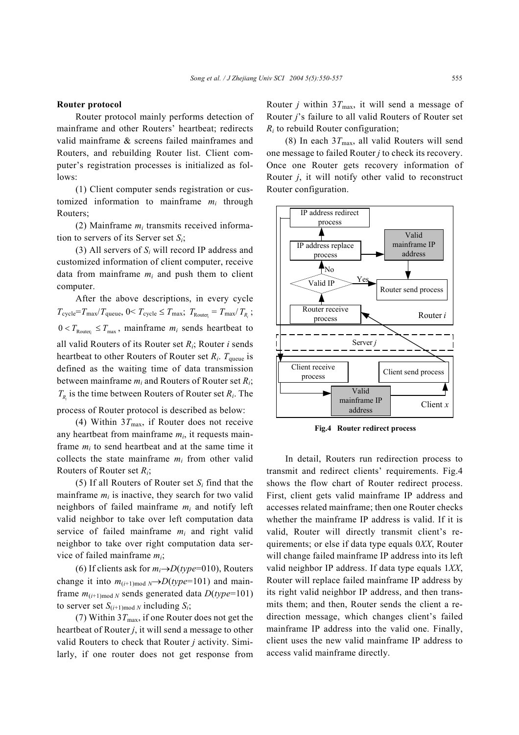**Router protocol**

Router protocol mainly performs detection of mainframe and other Routers' heartbeat; redirects valid mainframe & screens failed mainframes and Routers, and rebuilding Router list. Client computer's registration processes is initialized as follows:

(1) Client computer sends registration or customized information to mainframe $m_i$ through Routers;

(2) Mainframe $m_i$ transmits received information to servers of its Server set $S_i$;

(3) All servers of $S_i$ will record IP address and customized information of client computer, receive data from mainframe $m_i$ and push them to client computer.

After the above descriptions, in every cycle $T_{\text{cycle}}=T_{\max}/T_{\text{queue}}$, $0< T_{\text{cycle}} \leq T_{\max}$; $T_{\text{Router}_i} = T_{\max}/T_{R_i}$; $0 < T_{\text{Router}_i} \leq T_{\max}$, mainframe $m_i$ sends heartbeat to all valid Routers of its Router set $R_i$; Router $i$ sends heartbeat to other Routers of Router set $R_i$. $T_{\text{queue}}$ is defined as the waiting time of data transmission between mainframe $m_i$ and Routers of Router set $R_i$; $T_{R_i}$ is the time between Routers of Router set $R_i$. The process of Router protocol is described as below:

(4) Within $3T_{\max}$, if Router does not receive any heartbeat from mainframe $m_i$, it requests mainframe $m_i$ to send heartbeat and at the same time it collects the state mainframe $m_i$ from other valid Routers of Router set $R_i$;

(5) If all Routers of Router set $S_i$ find that the mainframe $m_i$ is inactive, they search for two valid neighbors of failed mainframe $m_i$ and notify left valid neighbor to take over left computation data service of failed mainframe $m_i$ and right valid neighbor to take over right computation data service of failed mainframe $m_i$;

(6) If clients ask for $m_i \rightarrow D(type=010)$, Routers change it into $m_{(i+1) \bmod N} \rightarrow D(type=101)$ and mainframe $m_{(i+1) \bmod N}$ sends generated data $D(type=101)$ to server set $S_{(i+1) \bmod N}$ including $S_i$;

(7) Within $3T_{\max}$, if one Router does not get the heartbeat of Router $j$, it will send a message to other valid Routers to check that Router $j$ activity. Similarly, if one router does not get response from Router $j$ within $3T_{\max}$, it will send a message of Router $j$'s failure to all valid Routers of Router set $R_i$ to rebuild Router configuration;

(8) In each $3T_{\max}$, all valid Routers will send one message to failed Router $j$ to check its recovery. Once one Router gets recovery information of Router $j$, it will notify other valid to reconstruct Router configuration.

**Fig.4 Router redirect process**

In detail, Routers run redirection process to transmit and redirect clients' requirements. Fig.4 shows the flow chart of Router redirect process. First, client gets valid mainframe IP address and accesses related mainframe; then one Router checks whether the mainframe IP address is valid. If it is valid, Router will directly transmit client's requirements; or else if data type equals 0*XX*, Router will change failed mainframe IP address into its left valid neighbor IP address. If data type equals 1*XX*, Router will replace failed mainframe IP address by its right valid neighbor IP address, and then transmits them; and then, Router sends the client a redirection message, which changes client's failed mainframe IP address into the valid one. Finally, client uses the new valid mainframe IP address to access valid mainframe directly.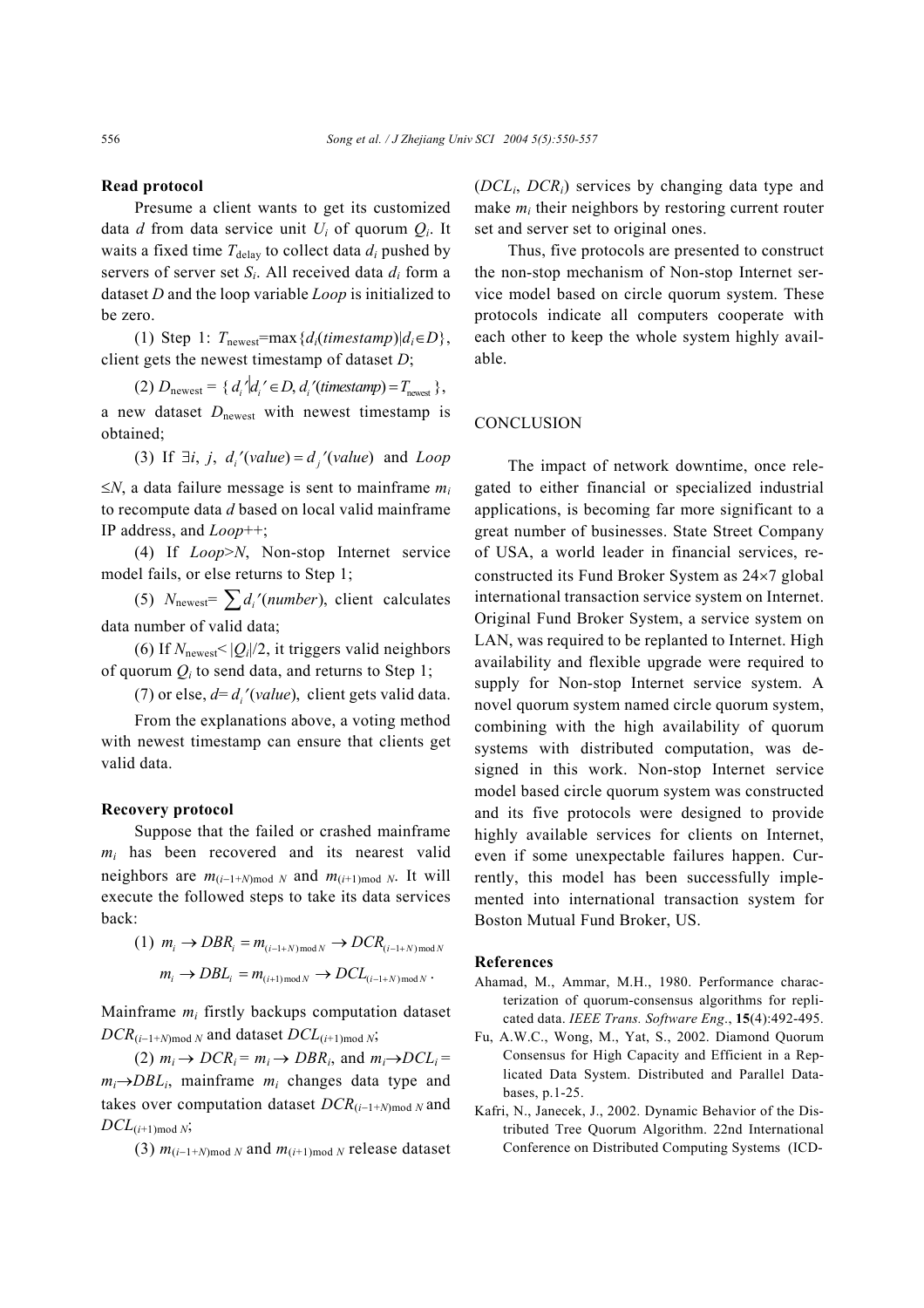**Read protocol**

Presume a client wants to get its customized data $d$ from data service unit $U_i$ of quorum $Q_i$. It waits a fixed time $T_{\text{delay}}$ to collect data $d_i$ pushed by servers of server set $S_i$. All received data $d_i$ form a dataset $D$ and the loop variable *Loop* is initialized to be zero.

(1) Step 1: $T_{\text{newest}}=\max\{d_i(timestamp)|d_i\in D\}$, client gets the newest timestamp of dataset $D$;

(2) $D_{\text{newest}} = \{ d_i' | d_i' \in D, d_i'(timestamp) = T_{\text{newest}} \}$, a new dataset $D_{\text{newest}}$ with newest timestamp is obtained;

(3) If $\exists i, j, \; d_i'(value) = d_j'(value)$ and $Loop \le N$, a data failure message is sent to mainframe $m_i$ to recompute data $d$ based on local valid mainframe IP address, and *Loop*++;

(4) If $Loop>N$, Non-stop Internet service model fails, or else returns to Step 1;

(5) $N_{\text{newest}}= \sum d_i'(number)$, client calculates data number of valid data;

(6) If $N_{\text{newest}}< |Q_i|/2$, it triggers valid neighbors of quorum $Q_i$ to send data, and returns to Step 1;

(7) or else, $d= d_i'(value)$, client gets valid data.

From the explanations above, a voting method with newest timestamp can ensure that clients get valid data.

**Recovery protocol**

Suppose that the failed or crashed mainframe $m_i$ has been recovered and its nearest valid neighbors are $m_{(i-1+N) \bmod N}$ and $m_{(i+1) \bmod N}$. It will execute the followed steps to take its data services back:

(1) $m_i \to DBR_i = m_{(i-1+N) \bmod N} \to DCR_{(i-1+N) \bmod N}$

$$m_i \to DBL_i = m_{(i+1) \bmod N} \to DCL_{(i-1+N) \bmod N}.$$

Mainframe $m_i$ firstly backups computation dataset $DCR_{(i-1+N) \bmod N}$ and dataset $DCL_{(i+1) \bmod N}$;

(2) $m_i \to DCR_i = m_i \to DBR_i$, and $m_i \to DCL_i = m_i \to DBL_i$, mainframe $m_i$ changes data type and takes over computation dataset $DCR_{(i-1+N) \bmod N}$ and $DCL_{(i+1) \bmod N}$;

(3) $m_{(i-1+N) \bmod N}$ and $m_{(i+1) \bmod N}$ release dataset ($DCL_i$, $DCR_i$) services by changing data type and make $m_i$ their neighbors by restoring current router set and server set to original ones.

Thus, five protocols are presented to construct the non-stop mechanism of Non-stop Internet service model based on circle quorum system. These protocols indicate all computers cooperate with each other to keep the whole system highly available.

## CONCLUSION

The impact of network downtime, once relegated to either financial or specialized industrial applications, is becoming far more significant to a great number of businesses. State Street Company of USA, a world leader in financial services, reconstructed its Fund Broker System as 24×7 global international transaction service system on Internet. Original Fund Broker System, a service system on LAN, was required to be replanted to Internet. High availability and flexible upgrade were required to supply for Non-stop Internet service system. A novel quorum system named circle quorum system, combining with the high availability of quorum systems with distributed computation, was designed in this work. Non-stop Internet service model based circle quorum system was constructed and its five protocols were designed to provide highly available services for clients on Internet, even if some unexpectable failures happen. Currently, this model has been successfully implemented into international transaction system for Boston Mutual Fund Broker, US.

## References

Ahamad, M., Ammar, M.H., 1980. Performance characterization of quorum-consensus algorithms for replicated data. *IEEE Trans. Software Eng.*, **15**(4):492-495.

Fu, A.W.C., Wong, M., Yat, S., 2002. Diamond Quorum Consensus for High Capacity and Efficient in a Replicated Data System. Distributed and Parallel Databases, p.1-25.

Kafri, N., Janecek, J., 2002. Dynamic Behavior of the Distributed Tree Quorum Algorithm. 22nd International Conference on Distributed Computing Systems (ICD-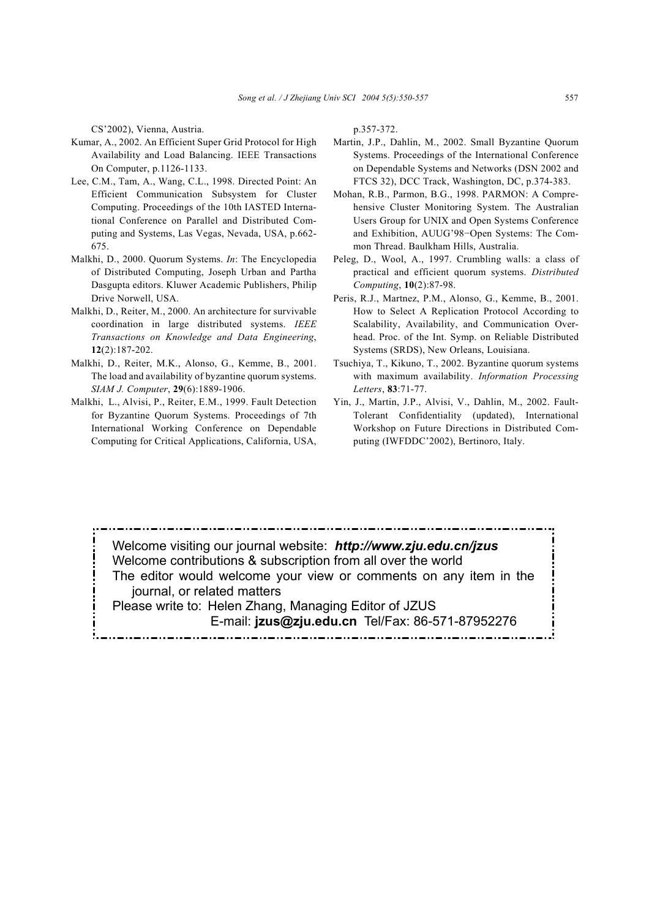CS'2002), Vienna, Austria.

Kumar, A., 2002. An Efficient Super Grid Protocol for High Availability and Load Balancing. IEEE Transactions On Computer, p.1126-1133.

Lee, C.M., Tam, A., Wang, C.L., 1998. Directed Point: An Efficient Communication Subsystem for Cluster Computing. Proceedings of the 10th IASTED International Conference on Parallel and Distributed Computing and Systems, Las Vegas, Nevada, USA, p.662-675.

Malkhi, D., 2000. Quorum Systems. *In*: The Encyclopedia of Distributed Computing, Joseph Urban and Partha Dasgupta editors. Kluwer Academic Publishers, Philip Drive Norwell, USA.

Malkhi, D., Reiter, M., 2000. An architecture for survivable coordination in large distributed systems. *IEEE Transactions on Knowledge and Data Engineering*, **12**(2):187-202.

Malkhi, D., Reiter, M.K., Alonso, G., Kemme, B., 2001. The load and availability of byzantine quorum systems. *SIAM J. Computer*, **29**(6):1889-1906.

Malkhi, L., Alvisi, P., Reiter, E.M., 1999. Fault Detection for Byzantine Quorum Systems. Proceedings of 7th International Working Conference on Dependable Computing for Critical Applications, California, USA, p.357-372.

Martin, J.P., Dahlin, M., 2002. Small Byzantine Quorum Systems. Proceedings of the International Conference on Dependable Systems and Networks (DSN 2002 and FTCS 32), DCC Track, Washington, DC, p.374-383.

Mohan, R.B., Parmon, B.G., 1998. PARMON: A Comprehensive Cluster Monitoring System. The Australian Users Group for UNIX and Open Systems Conference and Exhibition, AUUG'98−Open Systems: The Common Thread. Baulkham Hills, Australia.

Peleg, D., Wool, A., 1997. Crumbling walls: a class of practical and efficient quorum systems. *Distributed Computing*, **10**(2):87-98.

Peris, R.J., Martnez, P.M., Alonso, G., Kemme, B., 2001. How to Select A Replication Protocol According to Scalability, Availability, and Communication Overhead. Proc. of the Int. Symp. on Reliable Distributed Systems (SRDS), New Orleans, Louisiana.

Tsuchiya, T., Kikuno, T., 2002. Byzantine quorum systems with maximum availability. *Information Processing Letters*, **83**:71-77.

Yin, J., Martin, J.P., Alvisi, V., Dahlin, M., 2002. Fault-Tolerant Confidentiality (updated), International Workshop on Future Directions in Distributed Computing (IWFDDC'2002), Bertinoro, Italy.

Welcome visiting our journal website: ***http://www.zju.edu.cn/jzus***
Welcome contributions & subscription from all over the world
The editor would welcome your view or comments on any item in the journal, or related matters
Please write to: Helen Zhang, Managing Editor of JZUS
E-mail: **jzus@zju.edu.cn** Tel/Fax: 86-571-87952276